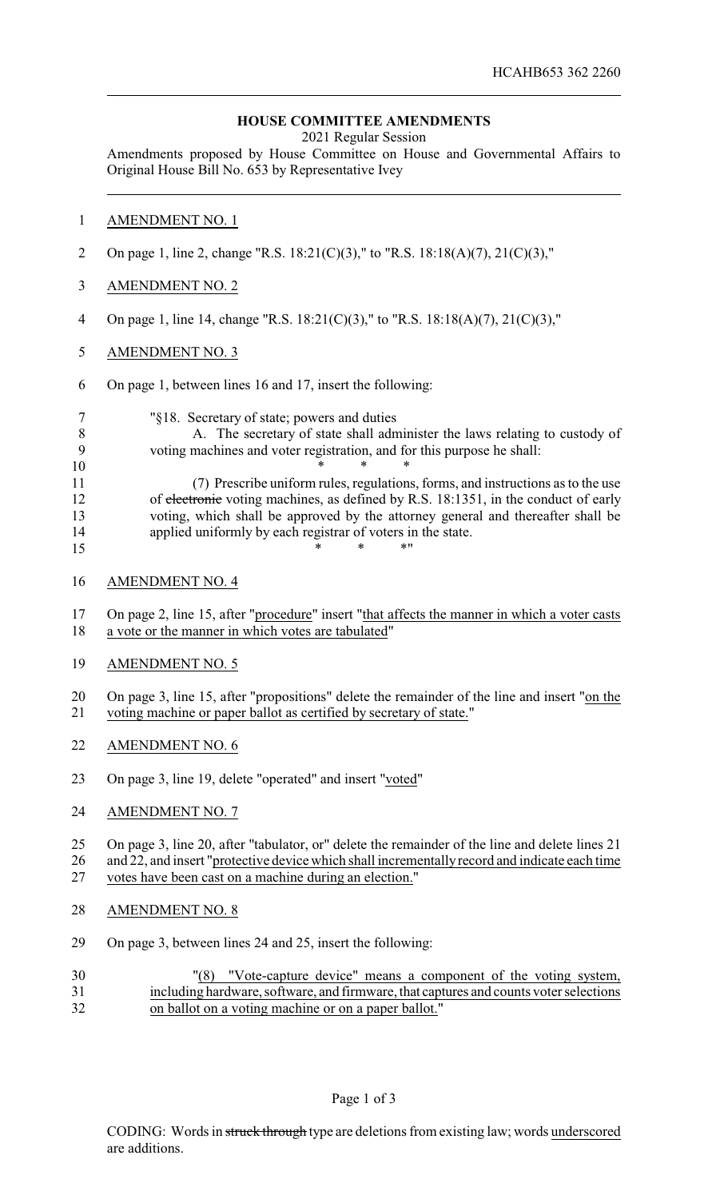HCAHB653 362 2260

## HOUSE COMMITTEE AMENDMENTS

2021 Regular Session

Amendments proposed by House Committee on House and Governmental Affairs to Original House Bill No. 653 by Representative Ivey

AMENDMENT NO. 1

On page 1, line 2, change "R.S. 18:21(C)(3)," to "R.S. 18:18(A)(7), 21(C)(3),"

AMENDMENT NO. 2

On page 1, line 14, change "R.S. 18:21(C)(3)," to "R.S. 18:18(A)(7), 21(C)(3),"

AMENDMENT NO. 3

On page 1, between lines 16 and 17, insert the following:

"§18. Secretary of state; powers and duties

A. The secretary of state shall administer the laws relating to custody of voting machines and voter registration, and for this purpose he shall:

\* \* \*

(7) Prescribe uniform rules, regulations, forms, and instructions as to the use of ~~electronic~~ voting machines, as defined by R.S. 18:1351, in the conduct of early voting, which shall be approved by the attorney general and thereafter shall be applied uniformly by each registrar of voters in the state.

\* \* \*"

AMENDMENT NO. 4

On page 2, line 15, after "procedure" insert "that affects the manner in which a voter casts a vote or the manner in which votes are tabulated"

AMENDMENT NO. 5

On page 3, line 15, after "propositions" delete the remainder of the line and insert "on the voting machine or paper ballot as certified by secretary of state."

AMENDMENT NO. 6

On page 3, line 19, delete "operated" and insert "voted"

AMENDMENT NO. 7

On page 3, line 20, after "tabulator, or" delete the remainder of the line and delete lines 21 and 22, and insert "protective device which shall incrementally record and indicate each time votes have been cast on a machine during an election."

AMENDMENT NO. 8

On page 3, between lines 24 and 25, insert the following:

"(8) "Vote-capture device" means a component of the voting system, including hardware, software, and firmware, that captures and counts voter selections on ballot on a voting machine or on a paper ballot."

CODING: Words in ~~struck through~~ type are deletions from existing law; words underscored are additions.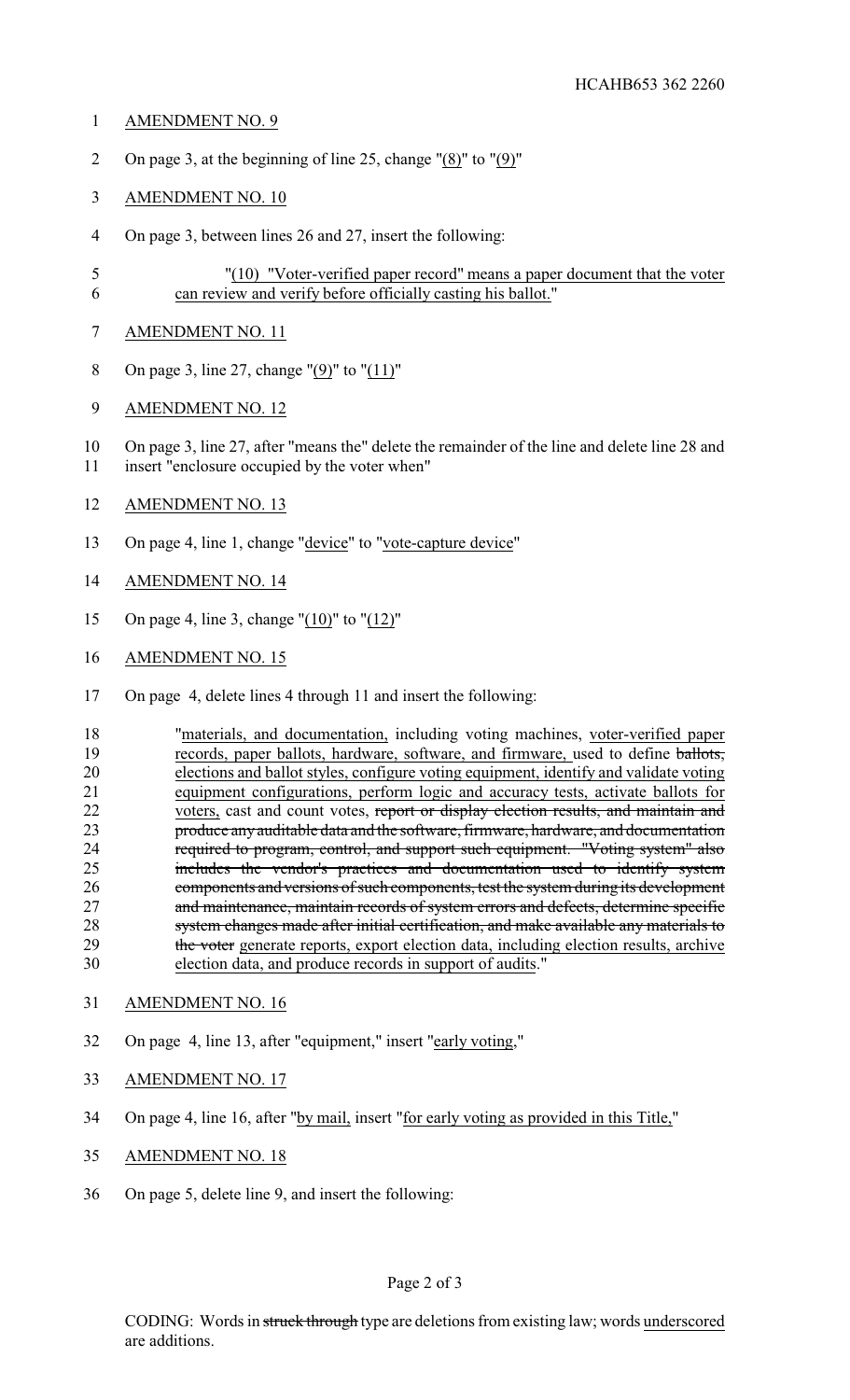AMENDMENT NO. 9

On page 3, at the beginning of line 25, change "(8)" to "(9)"

AMENDMENT NO. 10

On page 3, between lines 26 and 27, insert the following:

"(10) "Voter-verified paper record" means a paper document that the voter can review and verify before officially casting his ballot."

AMENDMENT NO. 11

On page 3, line 27, change "(9)" to "(11)"

AMENDMENT NO. 12

On page 3, line 27, after "means the" delete the remainder of the line and delete line 28 and insert "enclosure occupied by the voter when"

AMENDMENT NO. 13

On page 4, line 1, change "device" to "vote-capture device"

AMENDMENT NO. 14

On page 4, line 3, change "(10)" to "(12)"

AMENDMENT NO. 15

On page 4, delete lines 4 through 11 and insert the following:

"materials, and documentation, including voting machines, voter-verified paper records, paper ballots, hardware, software, and firmware, used to define ~~ballots,~~ elections and ballot styles, configure voting equipment, identify and validate voting equipment configurations, perform logic and accuracy tests, activate ballots for voters, cast and count votes, ~~report or display election results, and maintain and produce any auditable data and the software, firmware, hardware, and documentation required to program, control, and support such equipment. "Voting system" also includes the vendor's practices and documentation used to identify system components and versions of such components, test the system during its development and maintenance, maintain records of system errors and defects, determine specific system changes made after initial certification, and make available any materials to the voter~~ generate reports, export election data, including election results, archive election data, and produce records in support of audits."

AMENDMENT NO. 16

On page 4, line 13, after "equipment," insert "early voting,"

AMENDMENT NO. 17

On page 4, line 16, after "by mail, insert "for early voting as provided in this Title,"

AMENDMENT NO. 18

On page 5, delete line 9, and insert the following:

CODING: Words in ~~struck through~~ type are deletions from existing law; words underscored are additions.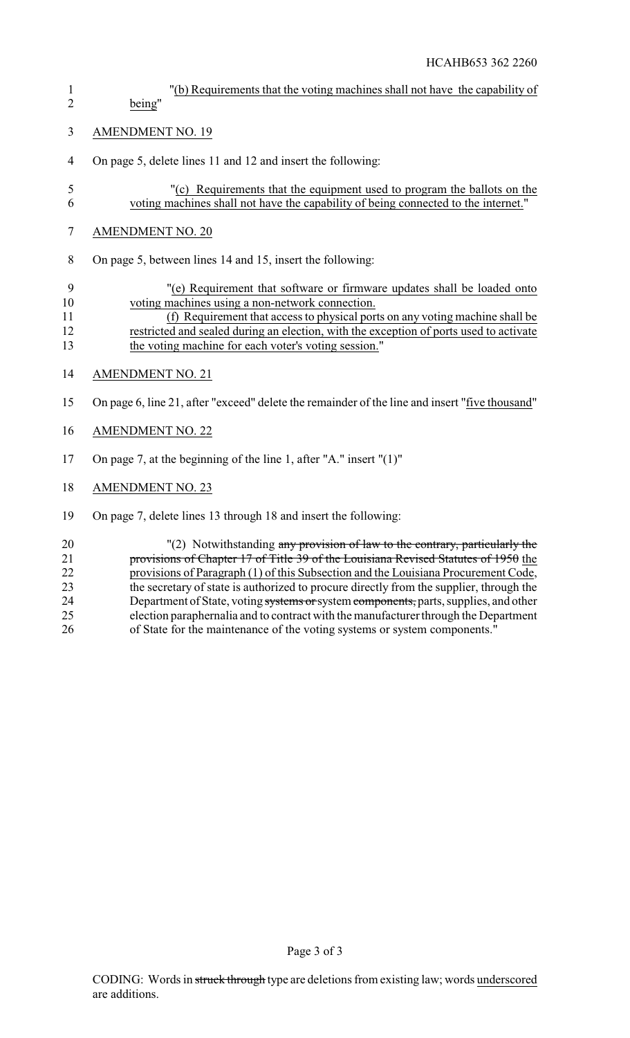"(b) Requirements that the voting machines shall not have the capability of being"

AMENDMENT NO. 19

On page 5, delete lines 11 and 12 and insert the following:

"(c) Requirements that the equipment used to program the ballots on the voting machines shall not have the capability of being connected to the internet."

AMENDMENT NO. 20

On page 5, between lines 14 and 15, insert the following:

"(e) Requirement that software or firmware updates shall be loaded onto voting machines using a non-network connection.

(f) Requirement that access to physical ports on any voting machine shall be restricted and sealed during an election, with the exception of ports used to activate the voting machine for each voter's voting session."

AMENDMENT NO. 21

On page 6, line 21, after "exceed" delete the remainder of the line and insert "five thousand"

AMENDMENT NO. 22

On page 7, at the beginning of the line 1, after "A." insert "(1)"

AMENDMENT NO. 23

On page 7, delete lines 13 through 18 and insert the following:

"(2) Notwithstanding ~~any provision of law to the contrary, particularly the provisions of Chapter 17 of Title 39 of the Louisiana Revised Statutes of 1950~~ the provisions of Paragraph (1) of this Subsection and the Louisiana Procurement Code, the secretary of state is authorized to procure directly from the supplier, through the Department of State, voting ~~systems or~~ system ~~components,~~ parts, supplies, and other election paraphernalia and to contract with the manufacturer through the Department of State for the maintenance of the voting systems or system components."

CODING: Words in ~~struck through~~ type are deletions from existing law; words underscored are additions.